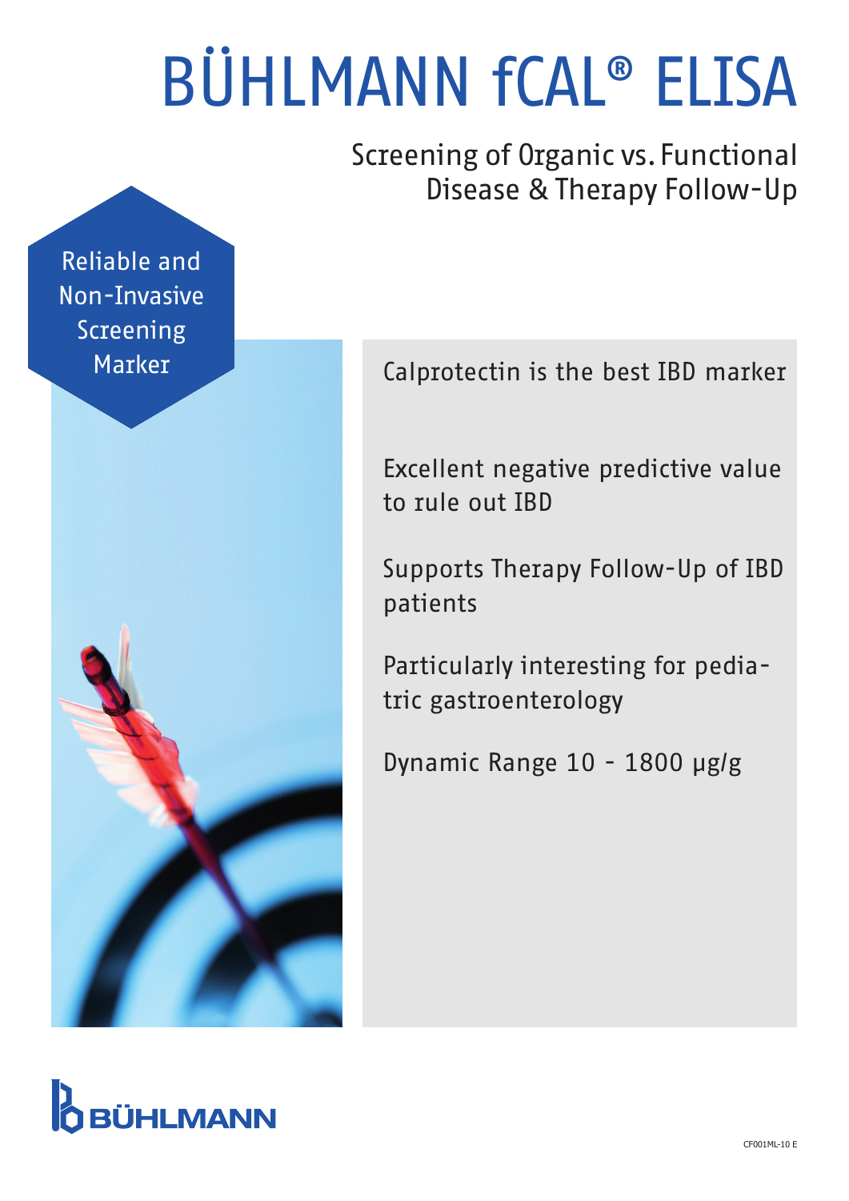# BÜHLMANN fCAL® ELISA

## Screening of Organic vs. Functional Disease & Therapy Follow-Up

Reliable and Non-Invasive Screening Marker

- Calprotectin is the best IBD marker
- Excellent negative predictive value to rule out IBD
- Supports Therapy Follow-Up of IBD patients
- Particularly interesting for pediatric gastroenterology
- Dynamic Range 10 - 1800 µg/g

BÜHLMANN

CF001ML-10 E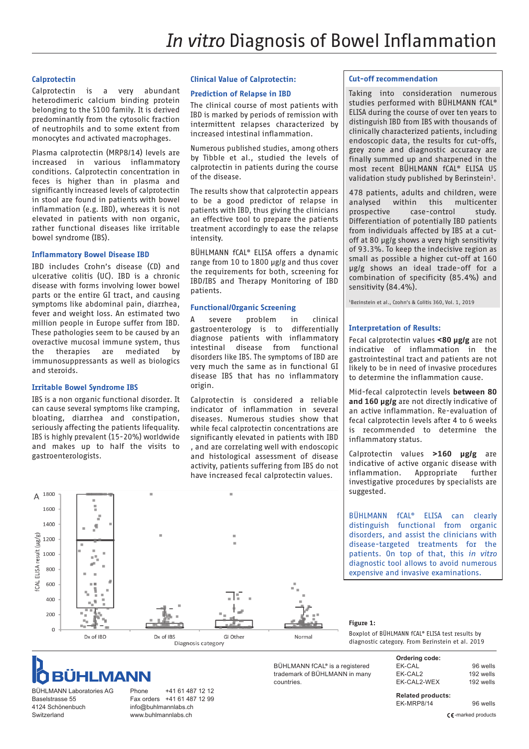# *In vitro* Diagnosis of Bowel Inflammation

## Calprotectin

Calprotectin is a very abundant heterodimeric calcium binding protein belonging to the S100 family. It is derived predominantly from the cytosolic fraction of neutrophils and to some extent from monocytes and activated macrophages.

Plasma calprotectin (MRP8/14) levels are increased in various inflammatory conditions. Calprotectin concentration in feces is higher than in plasma and significantly increased levels of calprotectin in stool are found in patients with bowel inflammation (e.g. IBD), whereas it is not elevated in patients with non organic, rather functional diseases like irritable bowel syndrome (IBS).

## Inflammatory Bowel Disease IBD

IBD includes Crohn's disease (CD) and ulcerative colitis (UC). IBD is a chronic disease with forms involving lower bowel parts or the entire GI tract, and causing symptoms like abdominal pain, diarrhea, fever and weight loss. An estimated two million people in Europe suffer from IBD. These pathologies seem to be caused by an overactive mucosal immune system, thus the therapies are mediated by immunosuppressants as well as biologics and steroids.

## Irritable Bowel Syndrome IBS

IBS is a non organic functional disorder. It can cause several symptoms like cramping, bloating, diarrhea and constipation, seriously affecting the patients lifequality. IBS is highly prevalent (15-20%) worldwide and makes up to half the visits to gastroenterologists.

## Clinical Value of Calprotectin:

### Prediction of Relapse in IBD

The clinical course of most patients with IBD is marked by periods of remission with intermittent relapses characterized by increased intestinal inflammation.

Numerous published studies, among others by Tibble et al., studied the levels of calprotectin in patients during the course of the disease.

The results show that calprotectin appears to be a good predictor of relapse in patients with IBD, thus giving the clinicians an effective tool to prepare the patients treatment accordingly to ease the relapse intensity.

BÜHLMANN fCAL® ELISA offers a dynamic range from 10 to 1800 µg/g and thus cover the requirements for both, screening for IBD/IBS and Therapy Monitoring of IBD patients.

### Functional/Organic Screening

A severe problem in clinical gastroenterology is to differentially diagnose patients with inflammatory intestinal disease from functional disorders like IBS. The symptoms of IBD are very much the same as in functional GI disease IBS that has no inflammatory origin.

Calprotectin is considered a reliable indicator of inflammation in several diseases. Numerous studies show that while fecal calprotectin concentrations are significantly elevated in patients with IBD , and are correlating well with endoscopic and histological assessment of disease activity, patients suffering from IBS do not have increased fecal calprotectin values.

## Cut-off recommendation

Taking into consideration numerous studies performed with BÜHLMANN fCAL® ELISA during the course of over ten years to distinguish IBD from IBS with thousands of clinically characterized patients, including endoscopic data, the results for cut-offs, grey zone and diagnostic accuracy are finally summed up and sharpened in the most recent BÜHLMANN fCAL® ELISA US validation study published by Berinstein[1].

478 patients, adults and children, were analysed within this multicenter prospective case-control study. Differentiation of potentially IBD patients from individuals affected by IBS at a cut-off at 80 µg/g shows a very high sensitivity of 93.3%. To keep the indecisive region as small as possible a higher cut-off at 160 µg/g shows an ideal trade-off for a combination of specificity (85.4%) and sensitivity (84.4%).

[1]Berinstein et al., Crohn's & Colitis 360, Vol. 1, 2019

## Interpretation of Results:

Fecal calprotectin values **<80 µg/g** are not indicative of inflammation in the gastrointestinal tract and patients are not likely to be in need of invasive procedures to determine the inflammation cause.

Mid-fecal calprotectin levels **between 80 and 160 µg/g** are not directly indicative of an active inflammation. Re-evaluation of fecal calprotectin levels after 4 to 6 weeks is recommended to determine the inflammatory status.

Calprotectin values **>160 µg/g** are indicative of active organic disease with inflammation. Appropriate further investigative procedures by specialists are suggested.

BÜHLMANN fCAL® ELISA can clearly distinguish functional from organic disorders, and assist the clinicians with disease-targeted treatments for the patients. On top of that, this *in vitro* diagnostic tool allows to avoid numerous expensive and invasive examinations.

A
1800
1600
1400
1200
1000
800
600
400
200
0
fCAL ELISA result (µg/g)
Dx of IBD
Dx of IBS
GI Other
Normal
Diagnosis category

**Figure 1:**

Boxplot of BÜHLMANN fCAL® ELISA test results by diagnostic category. From Berinstein et al. 2019

BÜHLMANN

BÜHLMANN Laboratories AG
Baselstrasse 55
4124 Schönenbuch
Switzerland

Phone +41 61 487 12 12
Fax orders +41 61 487 12 99
info@buhlmannlabs.ch
www.buhlmannlabs.ch

BÜHLMANN fCAL® is a registered trademark of BÜHLMANN in many countries.

**Ordering code:**

| | |
|---|---|
| EK-CAL | 96 wells |
| EK-CAL2 | 192 wells |
| EK-CAL2-WEX | 192 wells |

**Related products:**

| | |
|---|---|
| EK-MRP8/14 | 96 wells |

CE-marked products